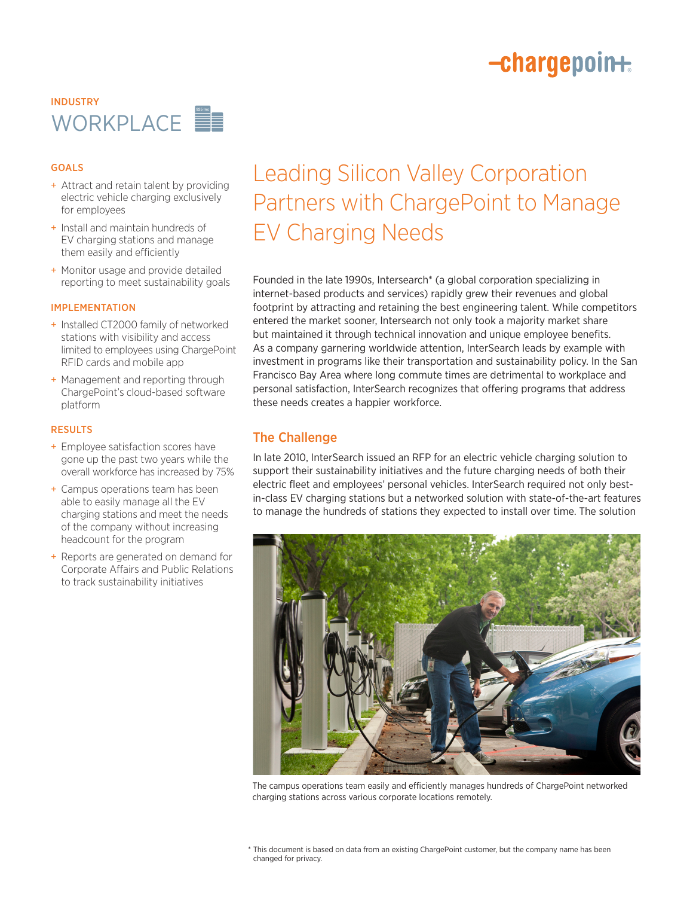INDUSTRY

# WORKPLACE

### GOALS

+ Attract and retain talent by providing electric vehicle charging exclusively for employees
+ Install and maintain hundreds of EV charging stations and manage them easily and efficiently
+ Monitor usage and provide detailed reporting to meet sustainability goals

### IMPLEMENTATION

+ Installed CT2000 family of networked stations with visibility and access limited to employees using ChargePoint RFID cards and mobile app
+ Management and reporting through ChargePoint's cloud-based software platform

### RESULTS

+ Employee satisfaction scores have gone up the past two years while the overall workforce has increased by 75%
+ Campus operations team has been able to easily manage all the EV charging stations and meet the needs of the company without increasing headcount for the program
+ Reports are generated on demand for Corporate Affairs and Public Relations to track sustainability initiatives

# Leading Silicon Valley Corporation Partners with ChargePoint to Manage EV Charging Needs

Founded in the late 1990s, Intersearch* (a global corporation specializing in internet-based products and services) rapidly grew their revenues and global footprint by attracting and retaining the best engineering talent. While competitors entered the market sooner, Intersearch not only took a majority market share but maintained it through technical innovation and unique employee benefits. As a company garnering worldwide attention, InterSearch leads by example with investment in programs like their transportation and sustainability policy. In the San Francisco Bay Area where long commute times are detrimental to workplace and personal satisfaction, InterSearch recognizes that offering programs that address these needs creates a happier workforce.

## The Challenge

In late 2010, InterSearch issued an RFP for an electric vehicle charging solution to support their sustainability initiatives and the future charging needs of both their electric fleet and employees' personal vehicles. InterSearch required not only best-in-class EV charging stations but a networked solution with state-of-the-art features to manage the hundreds of stations they expected to install over time. The solution

The campus operations team easily and efficiently manages hundreds of ChargePoint networked charging stations across various corporate locations remotely.

* This document is based on data from an existing ChargePoint customer, but the company name has been changed for privacy.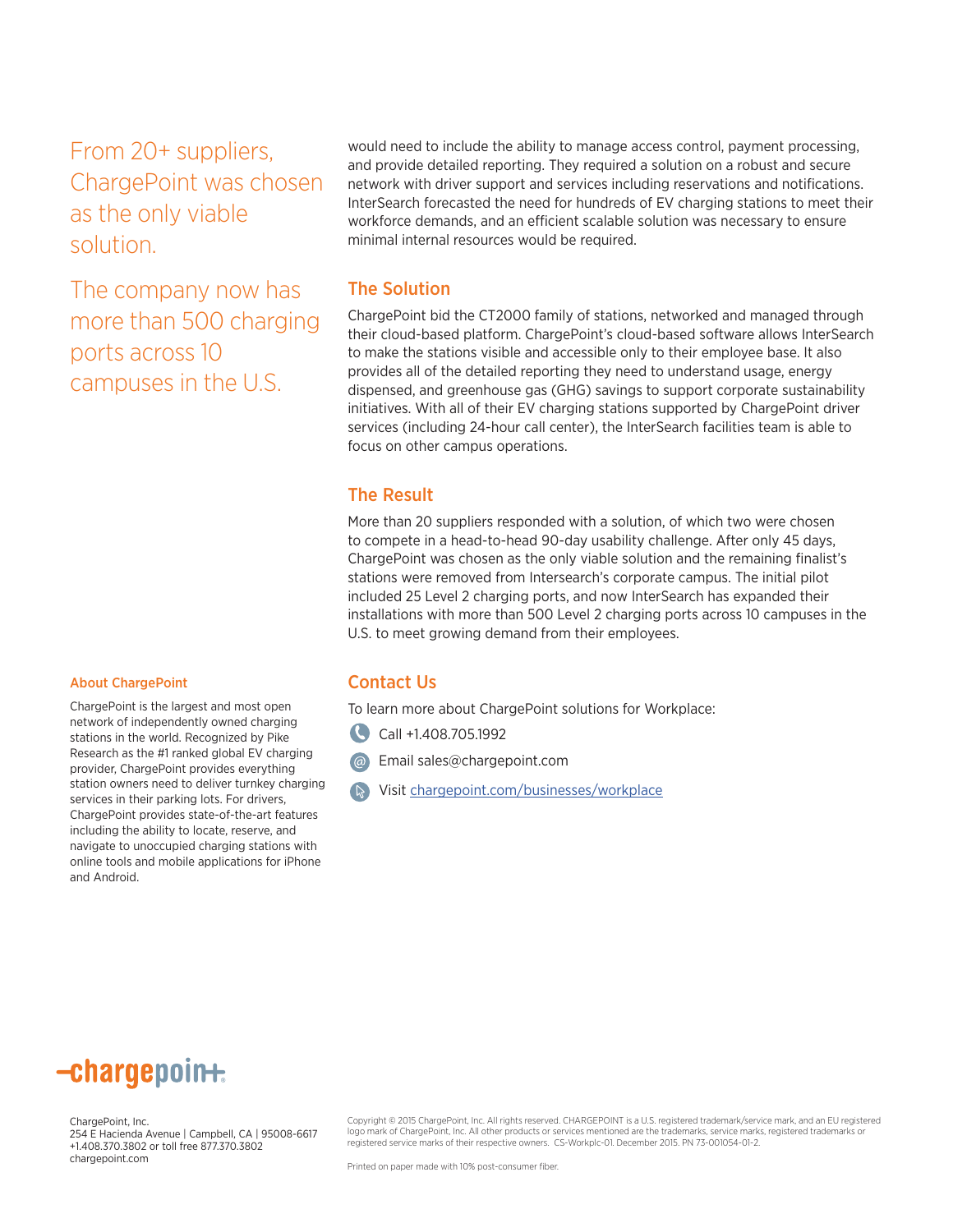From 20+ suppliers, ChargePoint was chosen as the only viable solution.

The company now has more than 500 charging ports across 10 campuses in the U.S.

would need to include the ability to manage access control, payment processing, and provide detailed reporting. They required a solution on a robust and secure network with driver support and services including reservations and notifications. InterSearch forecasted the need for hundreds of EV charging stations to meet their workforce demands, and an efficient scalable solution was necessary to ensure minimal internal resources would be required.

## The Solution

ChargePoint bid the CT2000 family of stations, networked and managed through their cloud-based platform. ChargePoint's cloud-based software allows InterSearch to make the stations visible and accessible only to their employee base. It also provides all of the detailed reporting they need to understand usage, energy dispensed, and greenhouse gas (GHG) savings to support corporate sustainability initiatives. With all of their EV charging stations supported by ChargePoint driver services (including 24-hour call center), the InterSearch facilities team is able to focus on other campus operations.

## The Result

More than 20 suppliers responded with a solution, of which two were chosen to compete in a head-to-head 90-day usability challenge. After only 45 days, ChargePoint was chosen as the only viable solution and the remaining finalist's stations were removed from Intersearch's corporate campus. The initial pilot included 25 Level 2 charging ports, and now InterSearch has expanded their installations with more than 500 Level 2 charging ports across 10 campuses in the U.S. to meet growing demand from their employees.

### About ChargePoint

ChargePoint is the largest and most open network of independently owned charging stations in the world. Recognized by Pike Research as the #1 ranked global EV charging provider, ChargePoint provides everything station owners need to deliver turnkey charging services in their parking lots. For drivers, ChargePoint provides state-of-the-art features including the ability to locate, reserve, and navigate to unoccupied charging stations with online tools and mobile applications for iPhone and Android.

## Contact Us

To learn more about ChargePoint solutions for Workplace:

- Call +1.408.705.1992
- Email sales@chargepoint.com
- Visit chargepoint.com/businesses/workplace

chargepoint

ChargePoint, Inc.
254 E Hacienda Avenue | Campbell, CA | 95008-6617
+1.408.370.3802 or toll free 877.370.3802
chargepoint.com

Copyright © 2015 ChargePoint, Inc. All rights reserved. CHARGEPOINT is a U.S. registered trademark/service mark, and an EU registered logo mark of ChargePoint, Inc. All other products or services mentioned are the trademarks, service marks, registered trademarks or registered service marks of their respective owners. CS-Workplc-01. December 2015. PN 73-001054-01-2.

Printed on paper made with 10% post-consumer fiber.